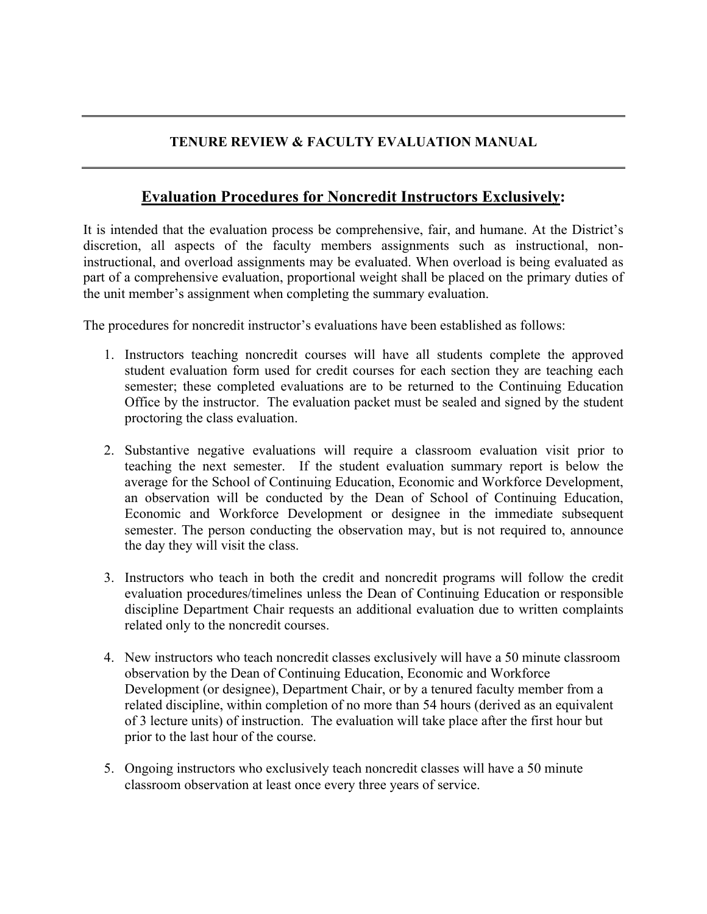# TENURE REVIEW & FACULTY EVALUATION MANUAL

## Evaluation Procedures for Noncredit Instructors Exclusively:

It is intended that the evaluation process be comprehensive, fair, and humane. At the District's discretion, all aspects of the faculty members assignments such as instructional, non-instructional, and overload assignments may be evaluated. When overload is being evaluated as part of a comprehensive evaluation, proportional weight shall be placed on the primary duties of the unit member's assignment when completing the summary evaluation.

The procedures for noncredit instructor's evaluations have been established as follows:

1. Instructors teaching noncredit courses will have all students complete the approved student evaluation form used for credit courses for each section they are teaching each semester; these completed evaluations are to be returned to the Continuing Education Office by the instructor. The evaluation packet must be sealed and signed by the student proctoring the class evaluation.

2. Substantive negative evaluations will require a classroom evaluation visit prior to teaching the next semester. If the student evaluation summary report is below the average for the School of Continuing Education, Economic and Workforce Development, an observation will be conducted by the Dean of School of Continuing Education, Economic and Workforce Development or designee in the immediate subsequent semester. The person conducting the observation may, but is not required to, announce the day they will visit the class.

3. Instructors who teach in both the credit and noncredit programs will follow the credit evaluation procedures/timelines unless the Dean of Continuing Education or responsible discipline Department Chair requests an additional evaluation due to written complaints related only to the noncredit courses.

4. New instructors who teach noncredit classes exclusively will have a 50 minute classroom observation by the Dean of Continuing Education, Economic and Workforce Development (or designee), Department Chair, or by a tenured faculty member from a related discipline, within completion of no more than 54 hours (derived as an equivalent of 3 lecture units) of instruction. The evaluation will take place after the first hour but prior to the last hour of the course.

5. Ongoing instructors who exclusively teach noncredit classes will have a 50 minute classroom observation at least once every three years of service.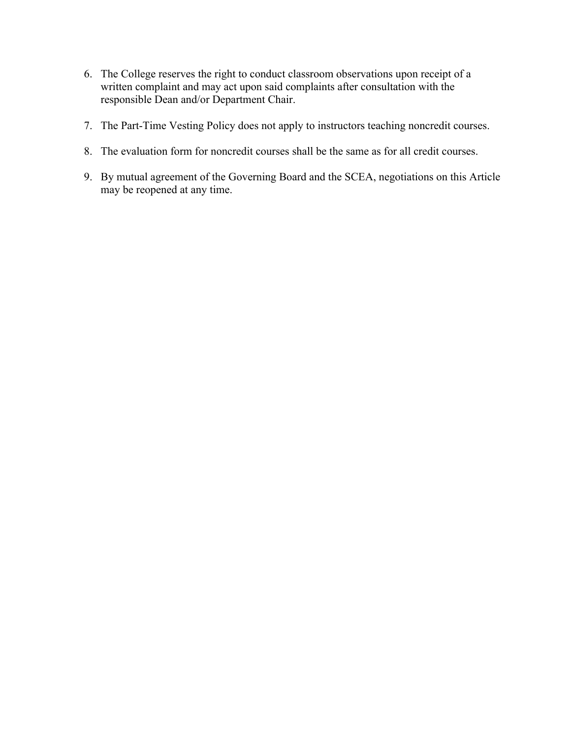6. The College reserves the right to conduct classroom observations upon receipt of a written complaint and may act upon said complaints after consultation with the responsible Dean and/or Department Chair.

7. The Part-Time Vesting Policy does not apply to instructors teaching noncredit courses.

8. The evaluation form for noncredit courses shall be the same as for all credit courses.

9. By mutual agreement of the Governing Board and the SCEA, negotiations on this Article may be reopened at any time.